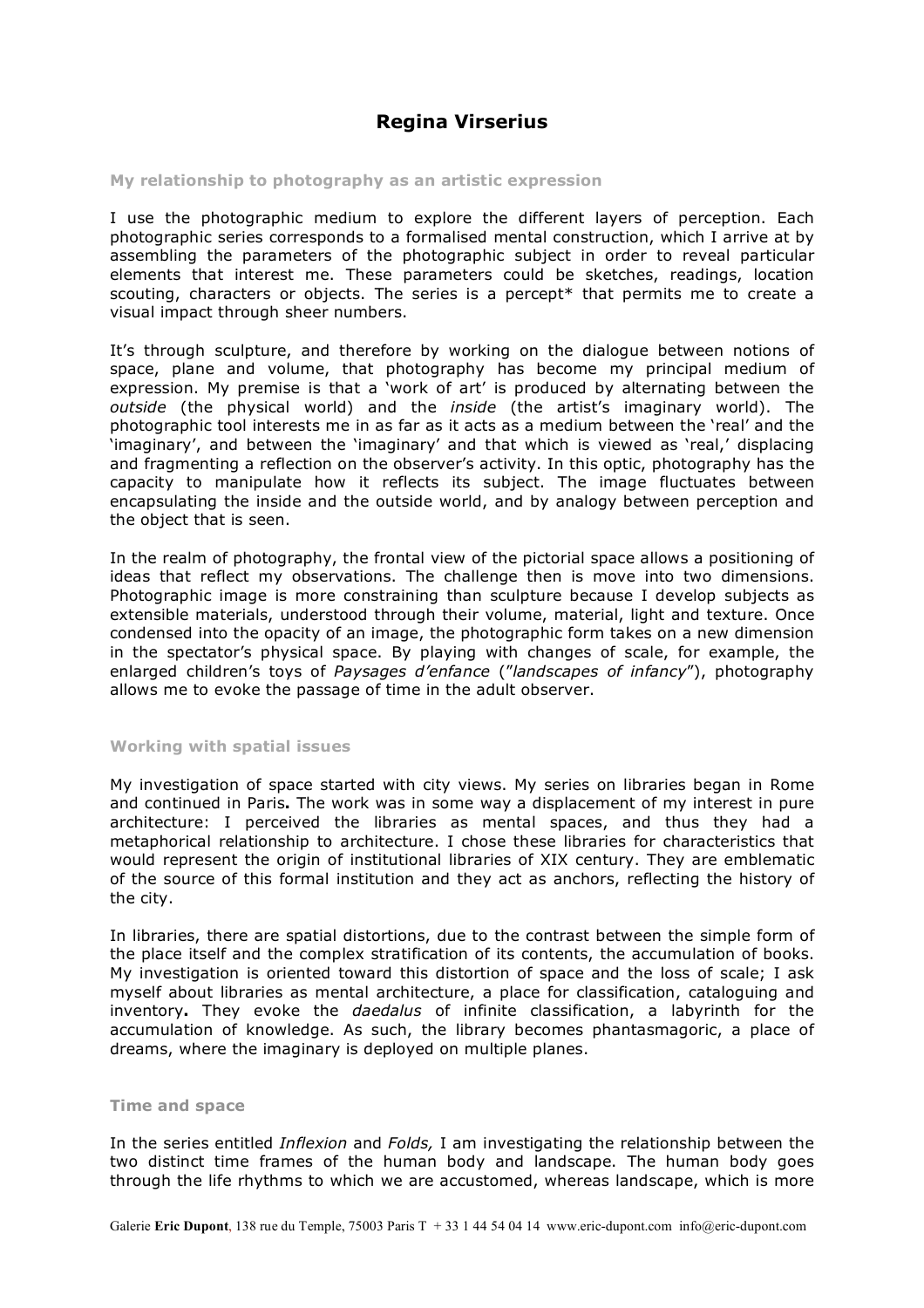# Regina Virserius

## My relationship to photography as an artistic expression

I use the photographic medium to explore the different layers of perception. Each photographic series corresponds to a formalised mental construction, which I arrive at by assembling the parameters of the photographic subject in order to reveal particular elements that interest me. These parameters could be sketches, readings, location scouting, characters or objects. The series is a percept* that permits me to create a visual impact through sheer numbers.

It's through sculpture, and therefore by working on the dialogue between notions of space, plane and volume, that photography has become my principal medium of expression. My premise is that a 'work of art' is produced by alternating between the *outside* (the physical world) and the *inside* (the artist's imaginary world). The photographic tool interests me in as far as it acts as a medium between the 'real' and the 'imaginary', and between the 'imaginary' and that which is viewed as 'real,' displacing and fragmenting a reflection on the observer's activity. In this optic, photography has the capacity to manipulate how it reflects its subject. The image fluctuates between encapsulating the inside and the outside world, and by analogy between perception and the object that is seen.

In the realm of photography, the frontal view of the pictorial space allows a positioning of ideas that reflect my observations. The challenge then is move into two dimensions. Photographic image is more constraining than sculpture because I develop subjects as extensible materials, understood through their volume, material, light and texture. Once condensed into the opacity of an image, the photographic form takes on a new dimension in the spectator's physical space. By playing with changes of scale, for example, the enlarged children's toys of *Paysages d'enfance* (*"landscapes of infancy"*), photography allows me to evoke the passage of time in the adult observer.

## Working with spatial issues

My investigation of space started with city views. My series on libraries began in Rome and continued in Paris**.** The work was in some way a displacement of my interest in pure architecture: I perceived the libraries as mental spaces, and thus they had a metaphorical relationship to architecture. I chose these libraries for characteristics that would represent the origin of institutional libraries of XIX century. They are emblematic of the source of this formal institution and they act as anchors, reflecting the history of the city.

In libraries, there are spatial distortions, due to the contrast between the simple form of the place itself and the complex stratification of its contents, the accumulation of books. My investigation is oriented toward this distortion of space and the loss of scale; I ask myself about libraries as mental architecture, a place for classification, cataloguing and inventory**.** They evoke the *daedalus* of infinite classification, a labyrinth for the accumulation of knowledge. As such, the library becomes phantasmagoric, a place of dreams, where the imaginary is deployed on multiple planes.

## Time and space

In the series entitled *Inflexion* and *Folds,* I am investigating the relationship between the two distinct time frames of the human body and landscape. The human body goes through the life rhythms to which we are accustomed, whereas landscape, which is more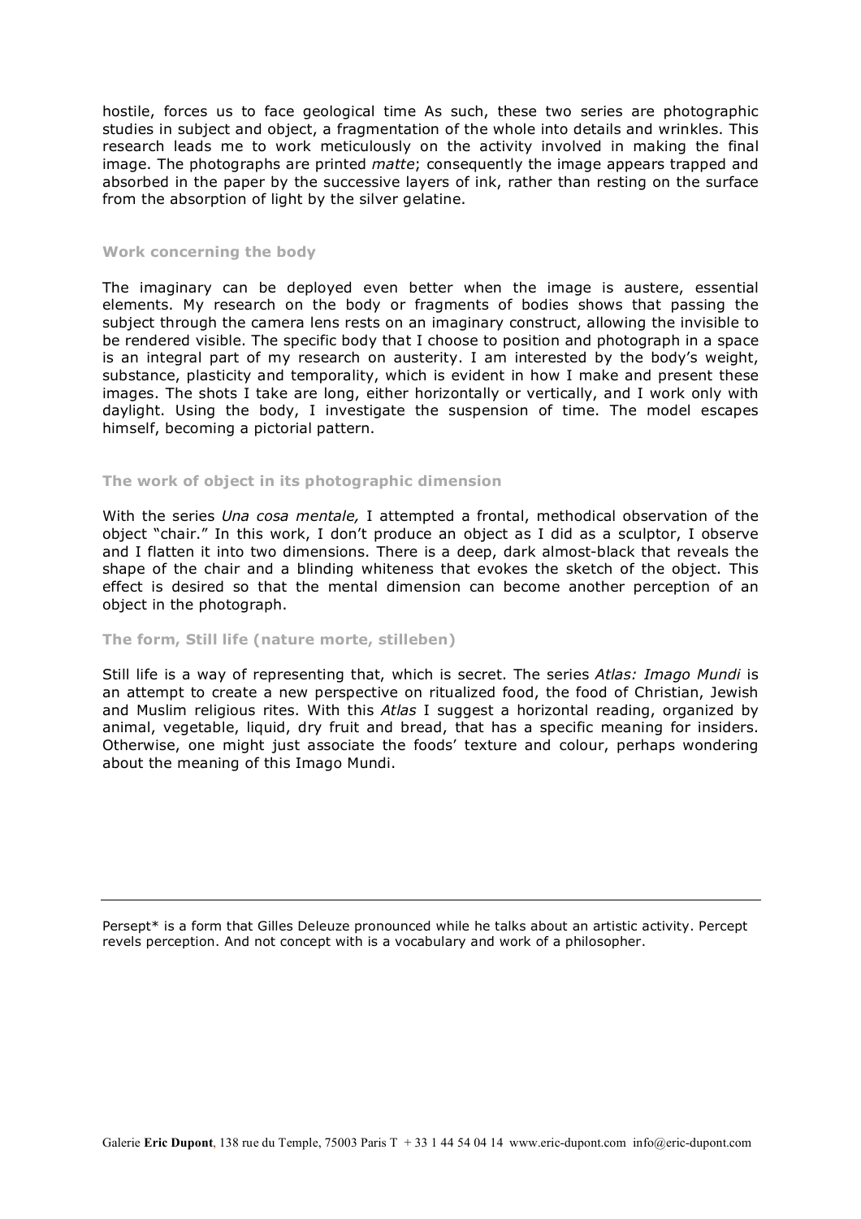hostile, forces us to face geological time As such, these two series are photographic studies in subject and object, a fragmentation of the whole into details and wrinkles. This research leads me to work meticulously on the activity involved in making the final image. The photographs are printed *matte*; consequently the image appears trapped and absorbed in the paper by the successive layers of ink, rather than resting on the surface from the absorption of light by the silver gelatine.

### Work concerning the body

The imaginary can be deployed even better when the image is austere, essential elements. My research on the body or fragments of bodies shows that passing the subject through the camera lens rests on an imaginary construct, allowing the invisible to be rendered visible. The specific body that I choose to position and photograph in a space is an integral part of my research on austerity. I am interested by the body's weight, substance, plasticity and temporality, which is evident in how I make and present these images. The shots I take are long, either horizontally or vertically, and I work only with daylight. Using the body, I investigate the suspension of time. The model escapes himself, becoming a pictorial pattern.

### The work of object in its photographic dimension

With the series *Una cosa mentale,* I attempted a frontal, methodical observation of the object "chair." In this work, I don't produce an object as I did as a sculptor, I observe and I flatten it into two dimensions. There is a deep, dark almost-black that reveals the shape of the chair and a blinding whiteness that evokes the sketch of the object. This effect is desired so that the mental dimension can become another perception of an object in the photograph.

### The form, Still life (nature morte, stilleben)

Still life is a way of representing that, which is secret. The series *Atlas: Imago Mundi* is an attempt to create a new perspective on ritualized food, the food of Christian, Jewish and Muslim religious rites. With this *Atlas* I suggest a horizontal reading, organized by animal, vegetable, liquid, dry fruit and bread, that has a specific meaning for insiders. Otherwise, one might just associate the foods' texture and colour, perhaps wondering about the meaning of this Imago Mundi.

---

Persept* is a form that Gilles Deleuze pronounced while he talks about an artistic activity. Percept revels perception. And not concept with is a vocabulary and work of a philosopher.

Galerie **Eric Dupont**, 138 rue du Temple, 75003 Paris T + 33 1 44 54 04 14 www.eric-dupont.com info@eric-dupont.com